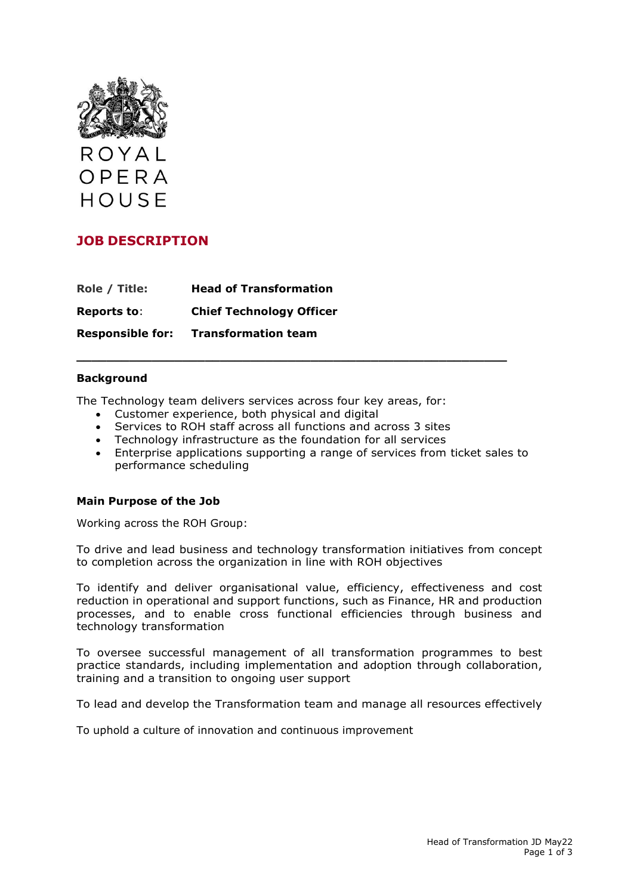ROYAL
OPERA
HOUSE

# JOB DESCRIPTION

| | |
|---|---|
| **Role / Title:** | **Head of Transformation** |
| **Reports to:** | **Chief Technology Officer** |
| **Responsible for:** | **Transformation team** |

---

**Background**

The Technology team delivers services across four key areas, for:

- Customer experience, both physical and digital
- Services to ROH staff across all functions and across 3 sites
- Technology infrastructure as the foundation for all services
- Enterprise applications supporting a range of services from ticket sales to performance scheduling

**Main Purpose of the Job**

Working across the ROH Group:

To drive and lead business and technology transformation initiatives from concept to completion across the organization in line with ROH objectives

To identify and deliver organisational value, efficiency, effectiveness and cost reduction in operational and support functions, such as Finance, HR and production processes, and to enable cross functional efficiencies through business and technology transformation

To oversee successful management of all transformation programmes to best practice standards, including implementation and adoption through collaboration, training and a transition to ongoing user support

To lead and develop the Transformation team and manage all resources effectively

To uphold a culture of innovation and continuous improvement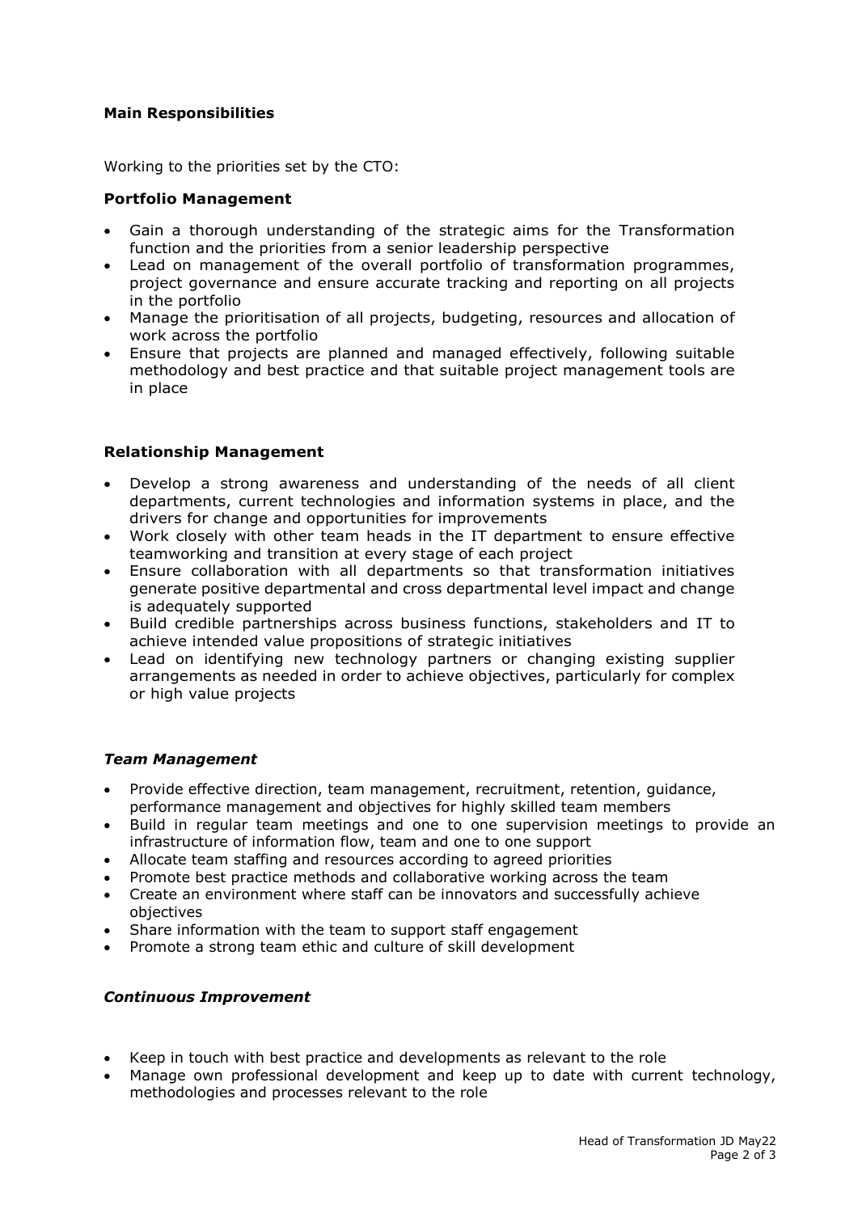**Main Responsibilities**

Working to the priorities set by the CTO:

### Portfolio Management

- Gain a thorough understanding of the strategic aims for the Transformation function and the priorities from a senior leadership perspective
- Lead on management of the overall portfolio of transformation programmes, project governance and ensure accurate tracking and reporting on all projects in the portfolio
- Manage the prioritisation of all projects, budgeting, resources and allocation of work across the portfolio
- Ensure that projects are planned and managed effectively, following suitable methodology and best practice and that suitable project management tools are in place

### Relationship Management

- Develop a strong awareness and understanding of the needs of all client departments, current technologies and information systems in place, and the drivers for change and opportunities for improvements
- Work closely with other team heads in the IT department to ensure effective teamworking and transition at every stage of each project
- Ensure collaboration with all departments so that transformation initiatives generate positive departmental and cross departmental level impact and change is adequately supported
- Build credible partnerships across business functions, stakeholders and IT to achieve intended value propositions of strategic initiatives
- Lead on identifying new technology partners or changing existing supplier arrangements as needed in order to achieve objectives, particularly for complex or high value projects

### *Team Management*

- Provide effective direction, team management, recruitment, retention, guidance, performance management and objectives for highly skilled team members
- Build in regular team meetings and one to one supervision meetings to provide an infrastructure of information flow, team and one to one support
- Allocate team staffing and resources according to agreed priorities
- Promote best practice methods and collaborative working across the team
- Create an environment where staff can be innovators and successfully achieve objectives
- Share information with the team to support staff engagement
- Promote a strong team ethic and culture of skill development

### *Continuous Improvement*

- Keep in touch with best practice and developments as relevant to the role
- Manage own professional development and keep up to date with current technology, methodologies and processes relevant to the role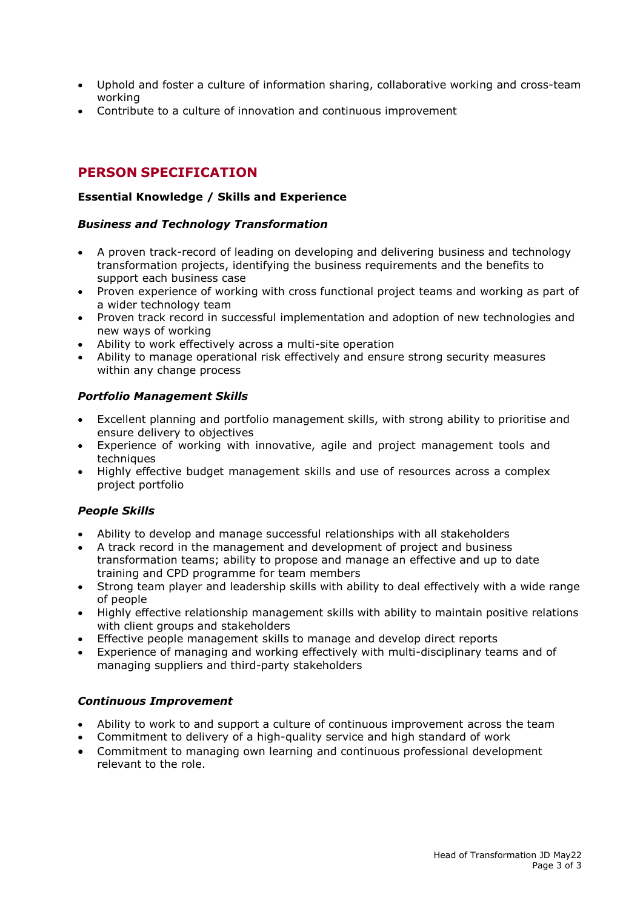- Uphold and foster a culture of information sharing, collaborative working and cross-team working
- Contribute to a culture of innovation and continuous improvement

## PERSON SPECIFICATION

**Essential Knowledge / Skills and Experience**

***Business and Technology Transformation***

- A proven track-record of leading on developing and delivering business and technology transformation projects, identifying the business requirements and the benefits to support each business case
- Proven experience of working with cross functional project teams and working as part of a wider technology team
- Proven track record in successful implementation and adoption of new technologies and new ways of working
- Ability to work effectively across a multi-site operation
- Ability to manage operational risk effectively and ensure strong security measures within any change process

***Portfolio Management Skills***

- Excellent planning and portfolio management skills, with strong ability to prioritise and ensure delivery to objectives
- Experience of working with innovative, agile and project management tools and techniques
- Highly effective budget management skills and use of resources across a complex project portfolio

***People Skills***

- Ability to develop and manage successful relationships with all stakeholders
- A track record in the management and development of project and business transformation teams; ability to propose and manage an effective and up to date training and CPD programme for team members
- Strong team player and leadership skills with ability to deal effectively with a wide range of people
- Highly effective relationship management skills with ability to maintain positive relations with client groups and stakeholders
- Effective people management skills to manage and develop direct reports
- Experience of managing and working effectively with multi-disciplinary teams and of managing suppliers and third-party stakeholders

***Continuous Improvement***

- Ability to work to and support a culture of continuous improvement across the team
- Commitment to delivery of a high-quality service and high standard of work
- Commitment to managing own learning and continuous professional development relevant to the role.